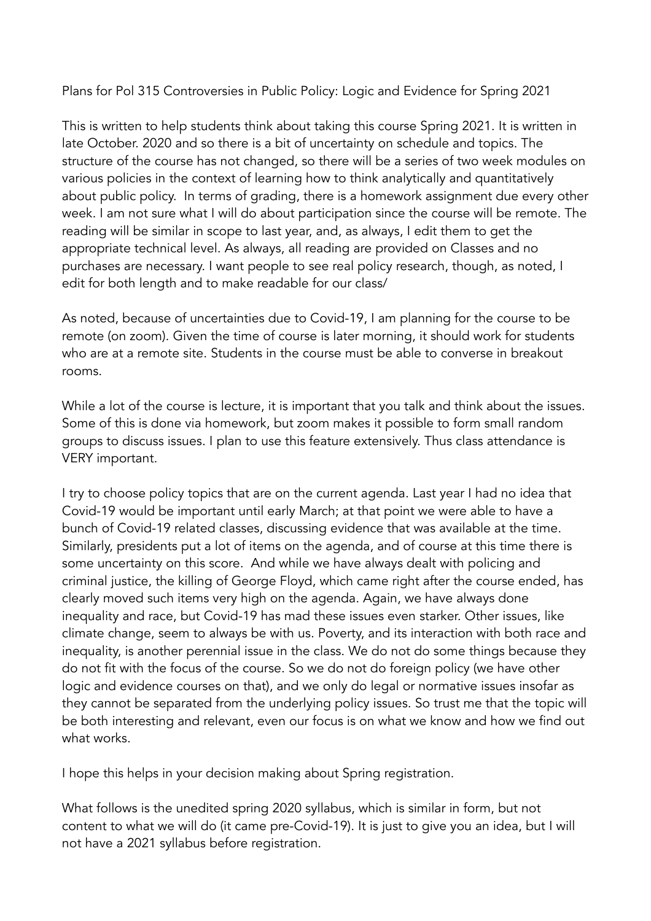Plans for Pol 315 Controversies in Public Policy: Logic and Evidence for Spring 2021

This is written to help students think about taking this course Spring 2021. It is written in late October. 2020 and so there is a bit of uncertainty on schedule and topics. The structure of the course has not changed, so there will be a series of two week modules on various policies in the context of learning how to think analytically and quantitatively about public policy. In terms of grading, there is a homework assignment due every other week. I am not sure what I will do about participation since the course will be remote. The reading will be similar in scope to last year, and, as always, I edit them to get the appropriate technical level. As always, all reading are provided on Classes and no purchases are necessary. I want people to see real policy research, though, as noted, I edit for both length and to make readable for our class/

As noted, because of uncertainties due to Covid-19, I am planning for the course to be remote (on zoom). Given the time of course is later morning, it should work for students who are at a remote site. Students in the course must be able to converse in breakout rooms.

While a lot of the course is lecture, it is important that you talk and think about the issues. Some of this is done via homework, but zoom makes it possible to form small random groups to discuss issues. I plan to use this feature extensively. Thus class attendance is VERY important.

I try to choose policy topics that are on the current agenda. Last year I had no idea that Covid-19 would be important until early March; at that point we were able to have a bunch of Covid-19 related classes, discussing evidence that was available at the time. Similarly, presidents put a lot of items on the agenda, and of course at this time there is some uncertainty on this score. And while we have always dealt with policing and criminal justice, the killing of George Floyd, which came right after the course ended, has clearly moved such items very high on the agenda. Again, we have always done inequality and race, but Covid-19 has mad these issues even starker. Other issues, like climate change, seem to always be with us. Poverty, and its interaction with both race and inequality, is another perennial issue in the class. We do not do some things because they do not fit with the focus of the course. So we do not do foreign policy (we have other logic and evidence courses on that), and we only do legal or normative issues insofar as they cannot be separated from the underlying policy issues. So trust me that the topic will be both interesting and relevant, even our focus is on what we know and how we find out what works.

I hope this helps in your decision making about Spring registration.

What follows is the unedited spring 2020 syllabus, which is similar in form, but not content to what we will do (it came pre-Covid-19). It is just to give you an idea, but I will not have a 2021 syllabus before registration.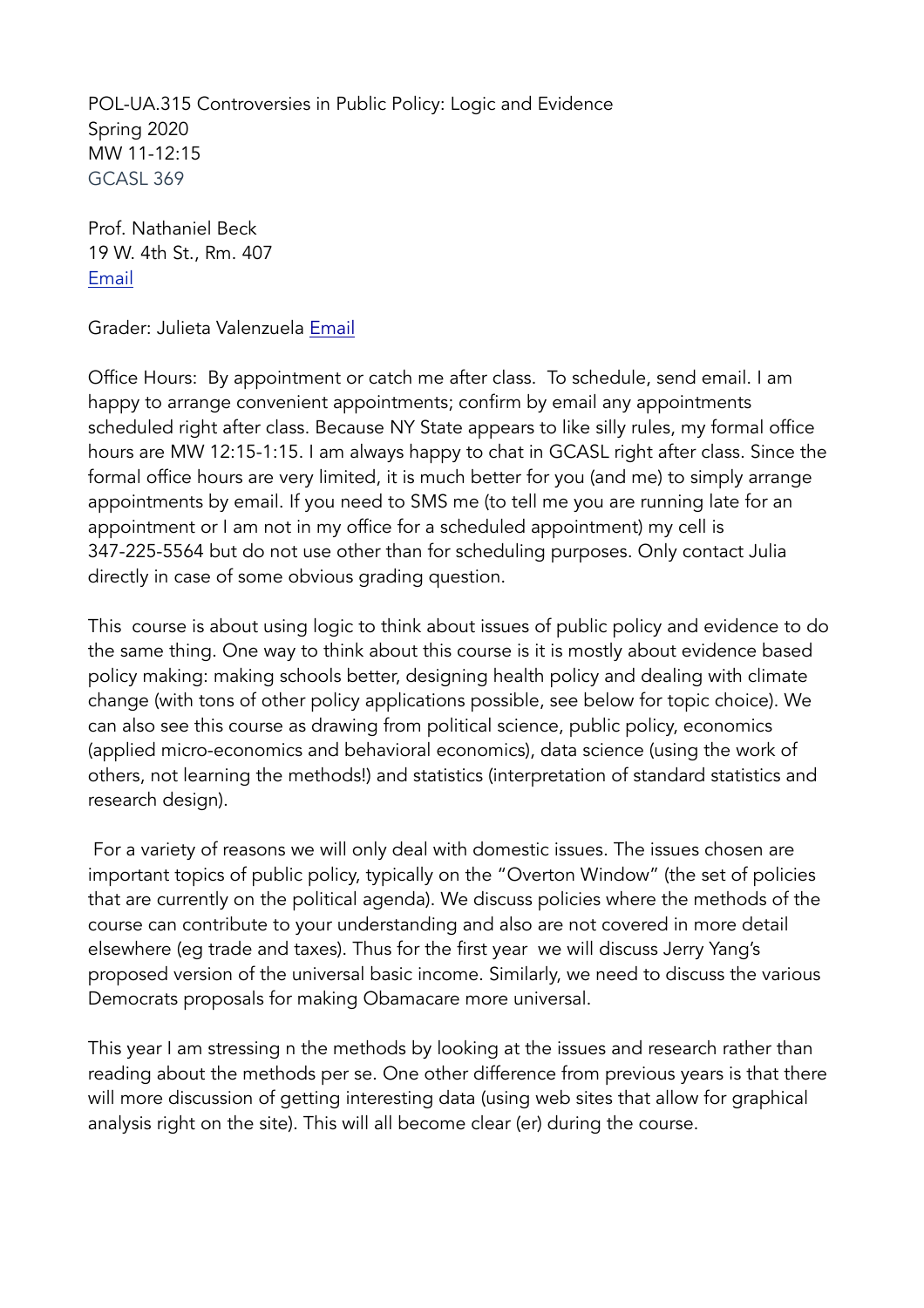POL-UA.315 Controversies in Public Policy: Logic and Evidence
Spring 2020
MW 11-12:15
GCASL 369

Prof. Nathaniel Beck
19 W. 4th St., Rm. 407
[Email]

Grader: Julieta Valenzuela [Email]

Office Hours: By appointment or catch me after class. To schedule, send email. I am happy to arrange convenient appointments; confirm by email any appointments scheduled right after class. Because NY State appears to like silly rules, my formal office hours are MW 12:15-1:15. I am always happy to chat in GCASL right after class. Since the formal office hours are very limited, it is much better for you (and me) to simply arrange appointments by email. If you need to SMS me (to tell me you are running late for an appointment or I am not in my office for a scheduled appointment) my cell is 347-225-5564 but do not use other than for scheduling purposes. Only contact Julia directly in case of some obvious grading question.

This course is about using logic to think about issues of public policy and evidence to do the same thing. One way to think about this course is it is mostly about evidence based policy making: making schools better, designing health policy and dealing with climate change (with tons of other policy applications possible, see below for topic choice). We can also see this course as drawing from political science, public policy, economics (applied micro-economics and behavioral economics), data science (using the work of others, not learning the methods!) and statistics (interpretation of standard statistics and research design).

For a variety of reasons we will only deal with domestic issues. The issues chosen are important topics of public policy, typically on the "Overton Window" (the set of policies that are currently on the political agenda). We discuss policies where the methods of the course can contribute to your understanding and also are not covered in more detail elsewhere (eg trade and taxes). Thus for the first year we will discuss Jerry Yang's proposed version of the universal basic income. Similarly, we need to discuss the various Democrats proposals for making Obamacare more universal.

This year I am stressing n the methods by looking at the issues and research rather than reading about the methods per se. One other difference from previous years is that there will more discussion of getting interesting data (using web sites that allow for graphical analysis right on the site). This will all become clear (er) during the course.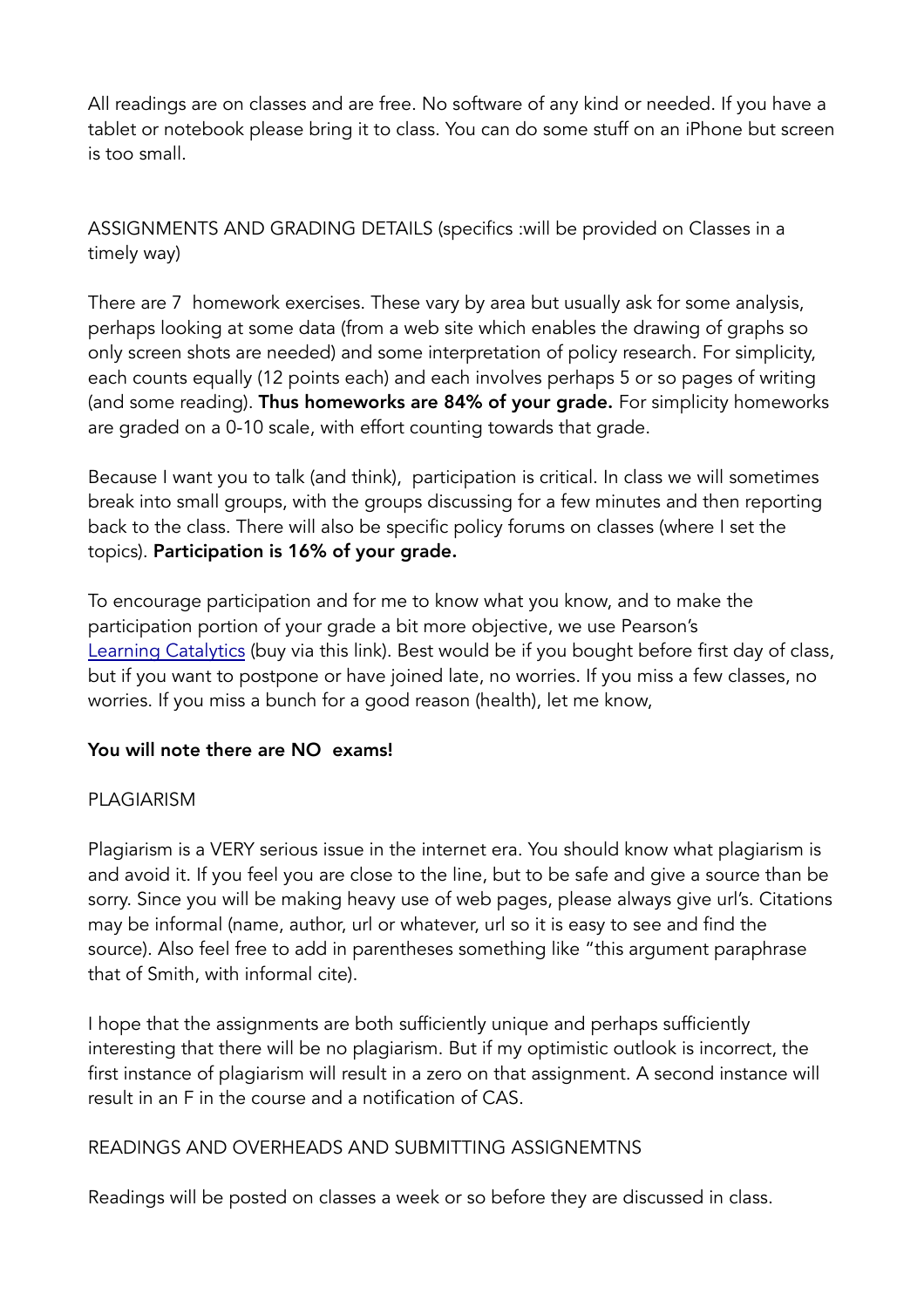All readings are on classes and are free. No software of any kind or needed. If you have a tablet or notebook please bring it to class. You can do some stuff on an iPhone but screen is too small.

ASSIGNMENTS AND GRADING DETAILS (specifics :will be provided on Classes in a timely way)

There are 7 homework exercises. These vary by area but usually ask for some analysis, perhaps looking at some data (from a web site which enables the drawing of graphs so only screen shots are needed) and some interpretation of policy research. For simplicity, each counts equally (12 points each) and each involves perhaps 5 or so pages of writing (and some reading). **Thus homeworks are 84% of your grade.** For simplicity homeworks are graded on a 0-10 scale, with effort counting towards that grade.

Because I want you to talk (and think), participation is critical. In class we will sometimes break into small groups, with the groups discussing for a few minutes and then reporting back to the class. There will also be specific policy forums on classes (where I set the topics). **Participation is 16% of your grade.**

To encourage participation and for me to know what you know, and to make the participation portion of your grade a bit more objective, we use Pearson's [Learning Catalytics]() (buy via this link). Best would be if you bought before first day of class, but if you want to postpone or have joined late, no worries. If you miss a few classes, no worries. If you miss a bunch for a good reason (health), let me know,

**You will note there are NO exams!**

PLAGIARISM

Plagiarism is a VERY serious issue in the internet era. You should know what plagiarism is and avoid it. If you feel you are close to the line, but to be safe and give a source than be sorry. Since you will be making heavy use of web pages, please always give url's. Citations may be informal (name, author, url or whatever, url so it is easy to see and find the source). Also feel free to add in parentheses something like "this argument paraphrase that of Smith, with informal cite).

I hope that the assignments are both sufficiently unique and perhaps sufficiently interesting that there will be no plagiarism. But if my optimistic outlook is incorrect, the first instance of plagiarism will result in a zero on that assignment. A second instance will result in an F in the course and a notification of CAS.

READINGS AND OVERHEADS AND SUBMITTING ASSIGNEMTNS

Readings will be posted on classes a week or so before they are discussed in class.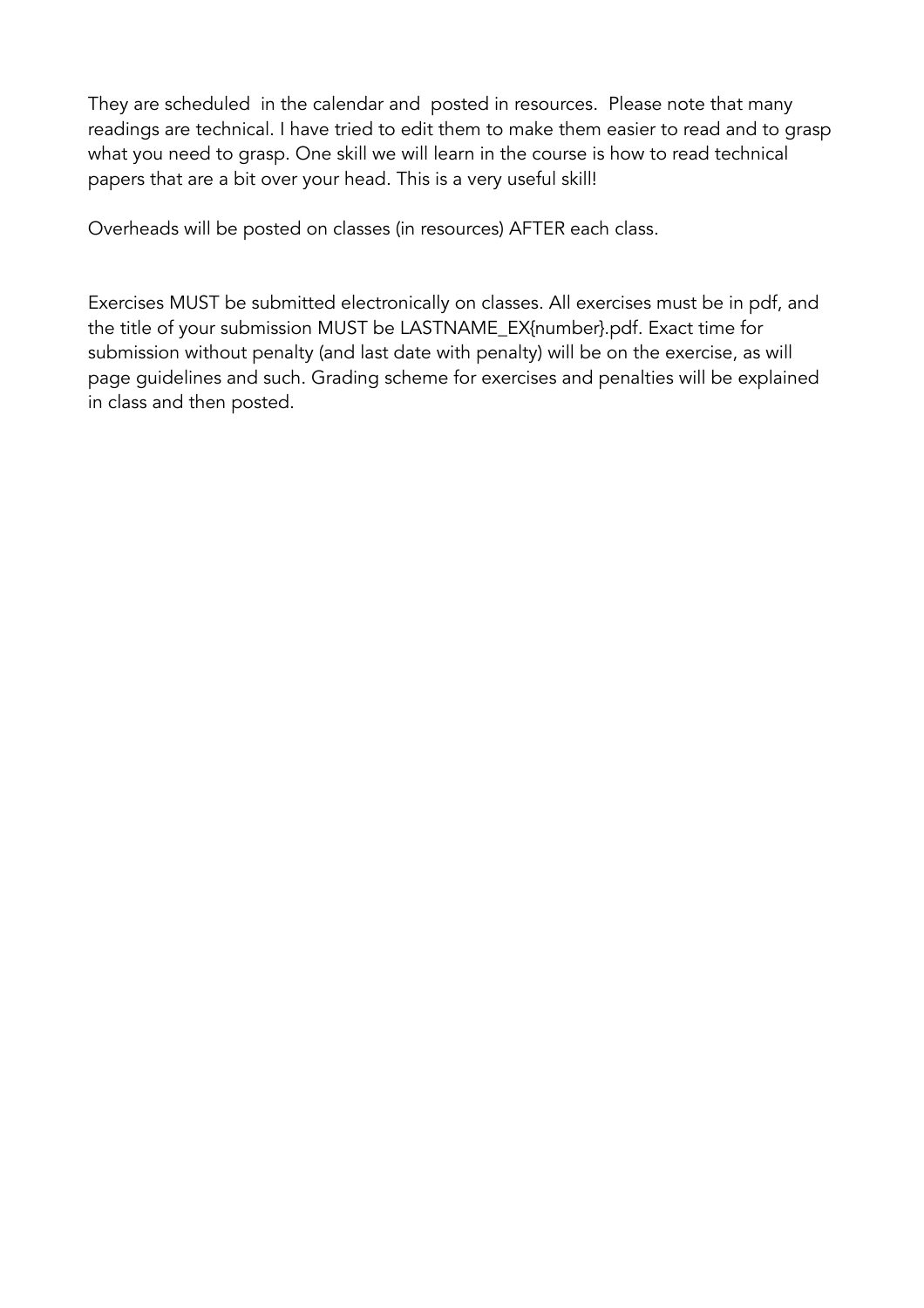They are scheduled in the calendar and posted in resources. Please note that many readings are technical. I have tried to edit them to make them easier to read and to grasp what you need to grasp. One skill we will learn in the course is how to read technical papers that are a bit over your head. This is a very useful skill!

Overheads will be posted on classes (in resources) AFTER each class.

Exercises MUST be submitted electronically on classes. All exercises must be in pdf, and the title of your submission MUST be LASTNAME_EX{number}.pdf. Exact time for submission without penalty (and last date with penalty) will be on the exercise, as will page guidelines and such. Grading scheme for exercises and penalties will be explained in class and then posted.